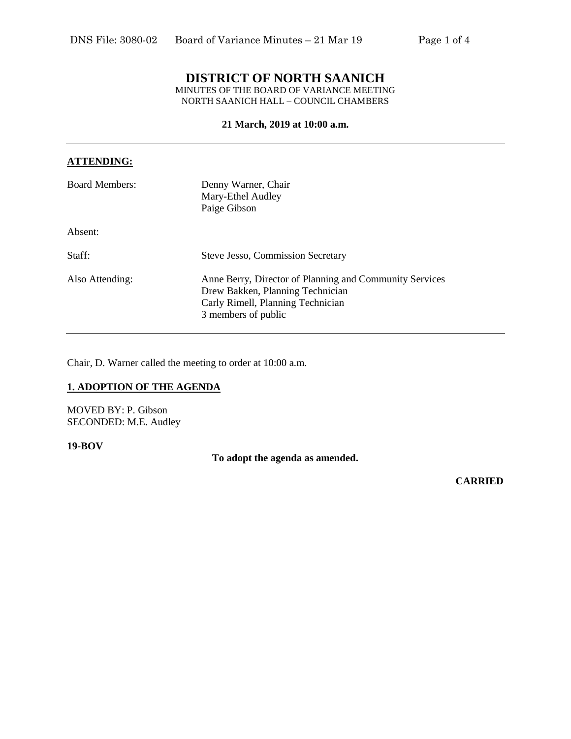# DISTRICT OF NORTH SAANICH

MINUTES OF THE BOARD OF VARIANCE MEETING
NORTH SAANICH HALL – COUNCIL CHAMBERS

**21 March, 2019 at 10:00 a.m.**

---

**ATTENDING:**

| | |
|---|---|
| Board Members: | Denny Warner, Chair<br>Mary-Ethel Audley<br>Paige Gibson |
| Absent: | |
| Staff: | Steve Jesso, Commission Secretary |
| Also Attending: | Anne Berry, Director of Planning and Community Services<br>Drew Bakken, Planning Technician<br>Carly Rimell, Planning Technician<br>3 members of public |

---

Chair, D. Warner called the meeting to order at 10:00 a.m.

## 1. ADOPTION OF THE AGENDA

MOVED BY: P. Gibson
SECONDED: M.E. Audley

**19-BOV**

**To adopt the agenda as amended.**

**CARRIED**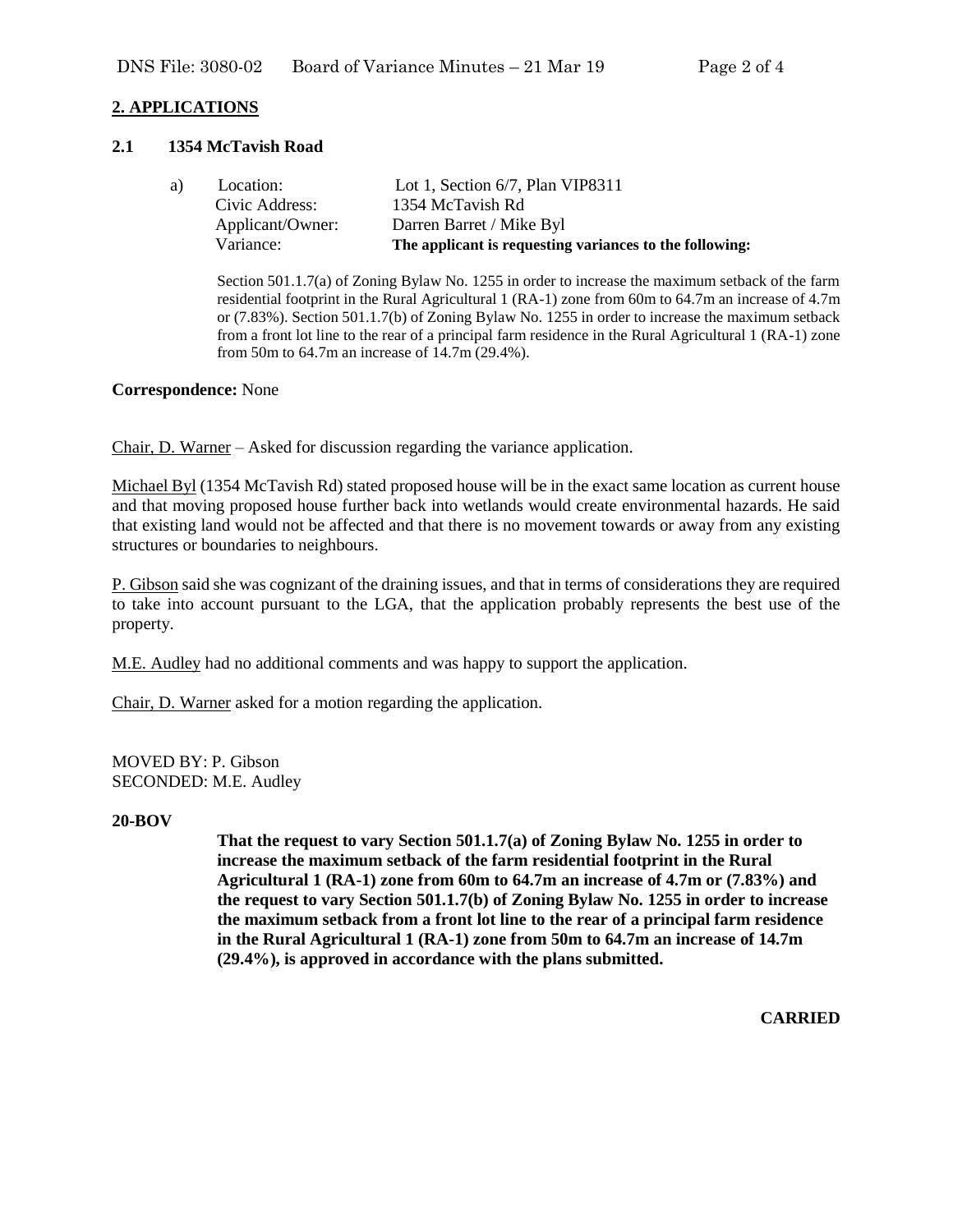## 2. APPLICATIONS

### 2.1 1354 McTavish Road

a) Location: Lot 1, Section 6/7, Plan VIP8311
Civic Address: 1354 McTavish Rd
Applicant/Owner: Darren Barret / Mike Byl
Variance: **The applicant is requesting variances to the following:**

Section 501.1.7(a) of Zoning Bylaw No. 1255 in order to increase the maximum setback of the farm residential footprint in the Rural Agricultural 1 (RA-1) zone from 60m to 64.7m an increase of 4.7m or (7.83%). Section 501.1.7(b) of Zoning Bylaw No. 1255 in order to increase the maximum setback from a front lot line to the rear of a principal farm residence in the Rural Agricultural 1 (RA-1) zone from 50m to 64.7m an increase of 14.7m (29.4%).

**Correspondence:** None

Chair, D. Warner – Asked for discussion regarding the variance application.

Michael Byl (1354 McTavish Rd) stated proposed house will be in the exact same location as current house and that moving proposed house further back into wetlands would create environmental hazards. He said that existing land would not be affected and that there is no movement towards or away from any existing structures or boundaries to neighbours.

P. Gibson said she was cognizant of the draining issues, and that in terms of considerations they are required to take into account pursuant to the LGA, that the application probably represents the best use of the property.

M.E. Audley had no additional comments and was happy to support the application.

Chair, D. Warner asked for a motion regarding the application.

MOVED BY: P. Gibson
SECONDED: M.E. Audley

**20-BOV**

**That the request to vary Section 501.1.7(a) of Zoning Bylaw No. 1255 in order to increase the maximum setback of the farm residential footprint in the Rural Agricultural 1 (RA-1) zone from 60m to 64.7m an increase of 4.7m or (7.83%) and the request to vary Section 501.1.7(b) of Zoning Bylaw No. 1255 in order to increase the maximum setback from a front lot line to the rear of a principal farm residence in the Rural Agricultural 1 (RA-1) zone from 50m to 64.7m an increase of 14.7m (29.4%), is approved in accordance with the plans submitted.**

**CARRIED**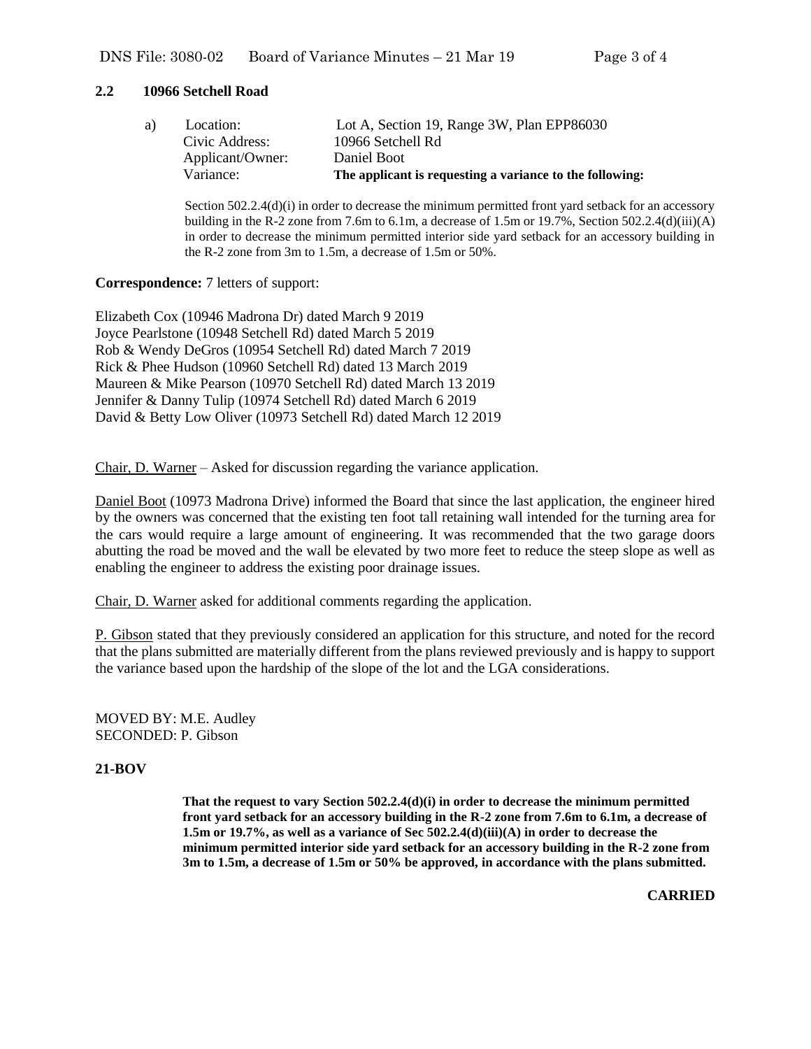## 2.2 10966 Setchell Road

a) Location: Lot A, Section 19, Range 3W, Plan EPP86030
Civic Address: 10966 Setchell Rd
Applicant/Owner: Daniel Boot
Variance: **The applicant is requesting a variance to the following:**

Section 502.2.4(d)(i) in order to decrease the minimum permitted front yard setback for an accessory building in the R-2 zone from 7.6m to 6.1m, a decrease of 1.5m or 19.7%, Section 502.2.4(d)(iii)(A) in order to decrease the minimum permitted interior side yard setback for an accessory building in the R-2 zone from 3m to 1.5m, a decrease of 1.5m or 50%.

**Correspondence:** 7 letters of support:

Elizabeth Cox (10946 Madrona Dr) dated March 9 2019
Joyce Pearlstone (10948 Setchell Rd) dated March 5 2019
Rob & Wendy DeGros (10954 Setchell Rd) dated March 7 2019
Rick & Phee Hudson (10960 Setchell Rd) dated 13 March 2019
Maureen & Mike Pearson (10970 Setchell Rd) dated March 13 2019
Jennifer & Danny Tulip (10974 Setchell Rd) dated March 6 2019
David & Betty Low Oliver (10973 Setchell Rd) dated March 12 2019

Chair, D. Warner – Asked for discussion regarding the variance application.

Daniel Boot (10973 Madrona Drive) informed the Board that since the last application, the engineer hired by the owners was concerned that the existing ten foot tall retaining wall intended for the turning area for the cars would require a large amount of engineering. It was recommended that the two garage doors abutting the road be moved and the wall be elevated by two more feet to reduce the steep slope as well as enabling the engineer to address the existing poor drainage issues.

Chair, D. Warner asked for additional comments regarding the application.

P. Gibson stated that they previously considered an application for this structure, and noted for the record that the plans submitted are materially different from the plans reviewed previously and is happy to support the variance based upon the hardship of the slope of the lot and the LGA considerations.

MOVED BY: M.E. Audley
SECONDED: P. Gibson

**21-BOV**

**That the request to vary Section 502.2.4(d)(i) in order to decrease the minimum permitted front yard setback for an accessory building in the R-2 zone from 7.6m to 6.1m, a decrease of 1.5m or 19.7%, as well as a variance of Sec 502.2.4(d)(iii)(A) in order to decrease the minimum permitted interior side yard setback for an accessory building in the R-2 zone from 3m to 1.5m, a decrease of 1.5m or 50% be approved, in accordance with the plans submitted.**

**CARRIED**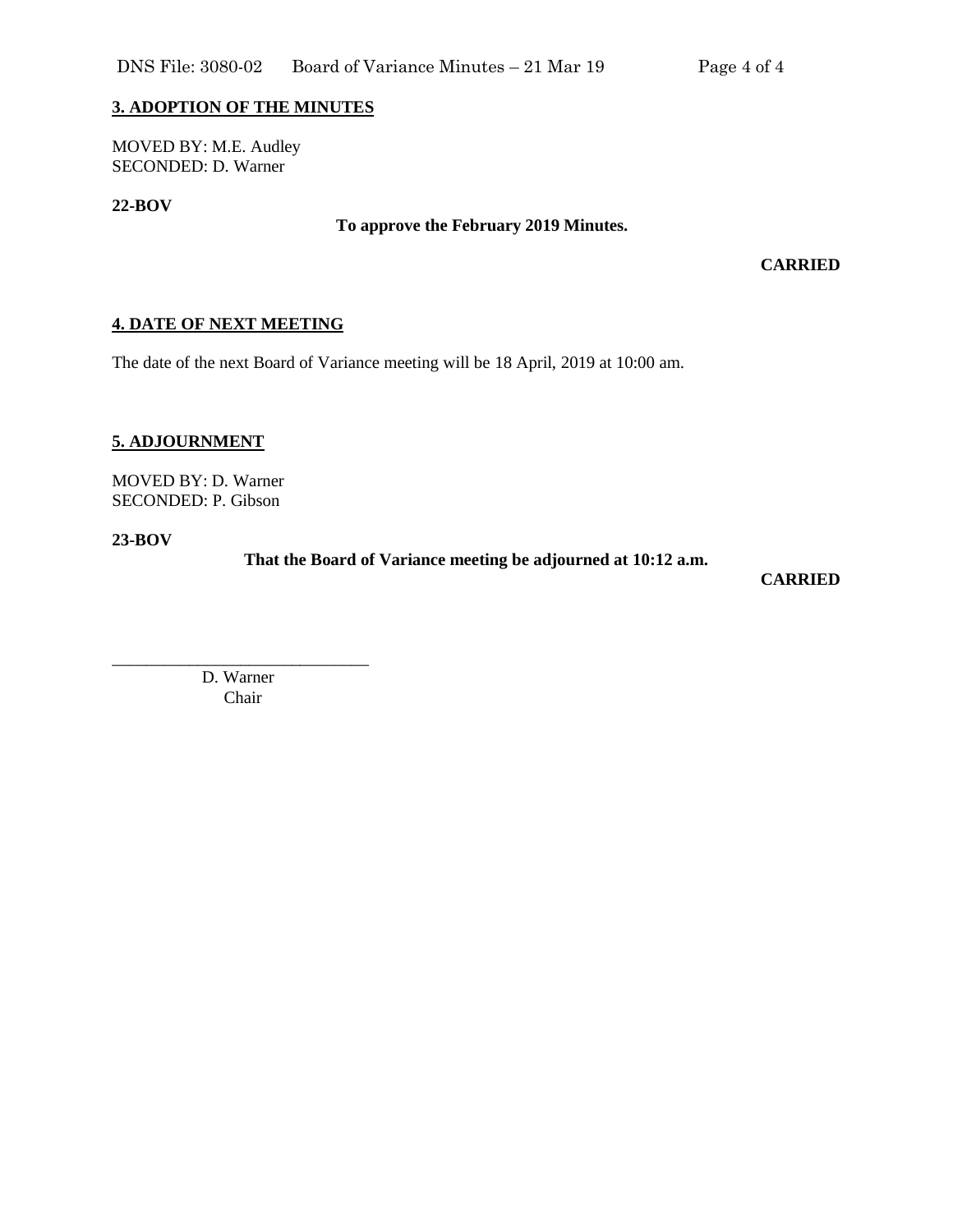## 3. ADOPTION OF THE MINUTES

MOVED BY: M.E. Audley
SECONDED: D. Warner

**22-BOV**

**To approve the February 2019 Minutes.**

**CARRIED**

## 4. DATE OF NEXT MEETING

The date of the next Board of Variance meeting will be 18 April, 2019 at 10:00 am.

## 5. ADJOURNMENT

MOVED BY: D. Warner
SECONDED: P. Gibson

**23-BOV**

**That the Board of Variance meeting be adjourned at 10:12 a.m.**

**CARRIED**

______________________________
D. Warner
Chair